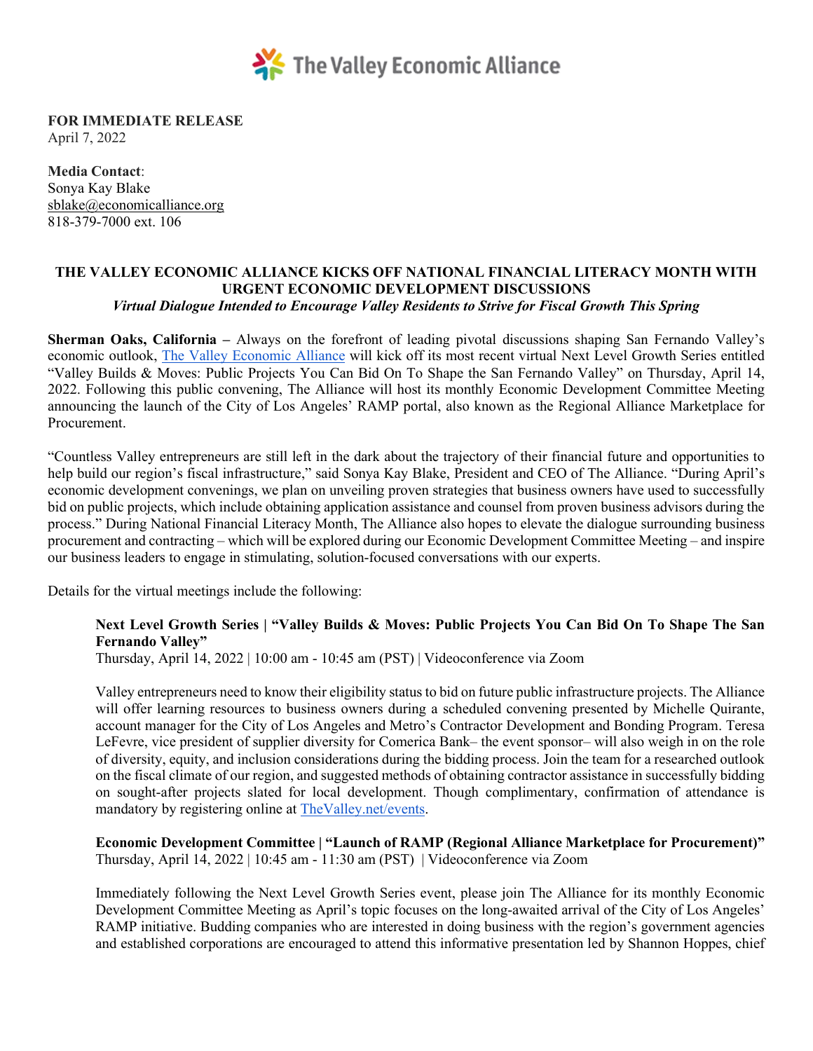The Valley Economic Alliance

**FOR IMMEDIATE RELEASE**
April 7, 2022

**Media Contact**:
Sonya Kay Blake
sblake@economicalliance.org
818-379-7000 ext. 106

## THE VALLEY ECONOMIC ALLIANCE KICKS OFF NATIONAL FINANCIAL LITERACY MONTH WITH URGENT ECONOMIC DEVELOPMENT DISCUSSIONS

***Virtual Dialogue Intended to Encourage Valley Residents to Strive for Fiscal Growth This Spring***

**Sherman Oaks, California –** Always on the forefront of leading pivotal discussions shaping San Fernando Valley's economic outlook, [The Valley Economic Alliance]() will kick off its most recent virtual Next Level Growth Series entitled "Valley Builds & Moves: Public Projects You Can Bid On To Shape the San Fernando Valley" on Thursday, April 14, 2022. Following this public convening, The Alliance will host its monthly Economic Development Committee Meeting announcing the launch of the City of Los Angeles' RAMP portal, also known as the Regional Alliance Marketplace for Procurement.

"Countless Valley entrepreneurs are still left in the dark about the trajectory of their financial future and opportunities to help build our region's fiscal infrastructure," said Sonya Kay Blake, President and CEO of The Alliance. "During April's economic development convenings, we plan on unveiling proven strategies that business owners have used to successfully bid on public projects, which include obtaining application assistance and counsel from proven business advisors during the process." During National Financial Literacy Month, The Alliance also hopes to elevate the dialogue surrounding business procurement and contracting – which will be explored during our Economic Development Committee Meeting – and inspire our business leaders to engage in stimulating, solution-focused conversations with our experts.

Details for the virtual meetings include the following:

**Next Level Growth Series | "Valley Builds & Moves: Public Projects You Can Bid On To Shape The San Fernando Valley"**
Thursday, April 14, 2022 | 10:00 am - 10:45 am (PST) | Videoconference via Zoom

Valley entrepreneurs need to know their eligibility status to bid on future public infrastructure projects. The Alliance will offer learning resources to business owners during a scheduled convening presented by Michelle Quirante, account manager for the City of Los Angeles and Metro's Contractor Development and Bonding Program. Teresa LeFevre, vice president of supplier diversity for Comerica Bank– the event sponsor– will also weigh in on the role of diversity, equity, and inclusion considerations during the bidding process. Join the team for a researched outlook on the fiscal climate of our region, and suggested methods of obtaining contractor assistance in successfully bidding on sought-after projects slated for local development. Though complimentary, confirmation of attendance is mandatory by registering online at [TheValley.net/events]().

**Economic Development Committee | "Launch of RAMP (Regional Alliance Marketplace for Procurement)"**
Thursday, April 14, 2022 | 10:45 am - 11:30 am (PST) | Videoconference via Zoom

Immediately following the Next Level Growth Series event, please join The Alliance for its monthly Economic Development Committee Meeting as April's topic focuses on the long-awaited arrival of the City of Los Angeles' RAMP initiative. Budding companies who are interested in doing business with the region's government agencies and established corporations are encouraged to attend this informative presentation led by Shannon Hoppes, chief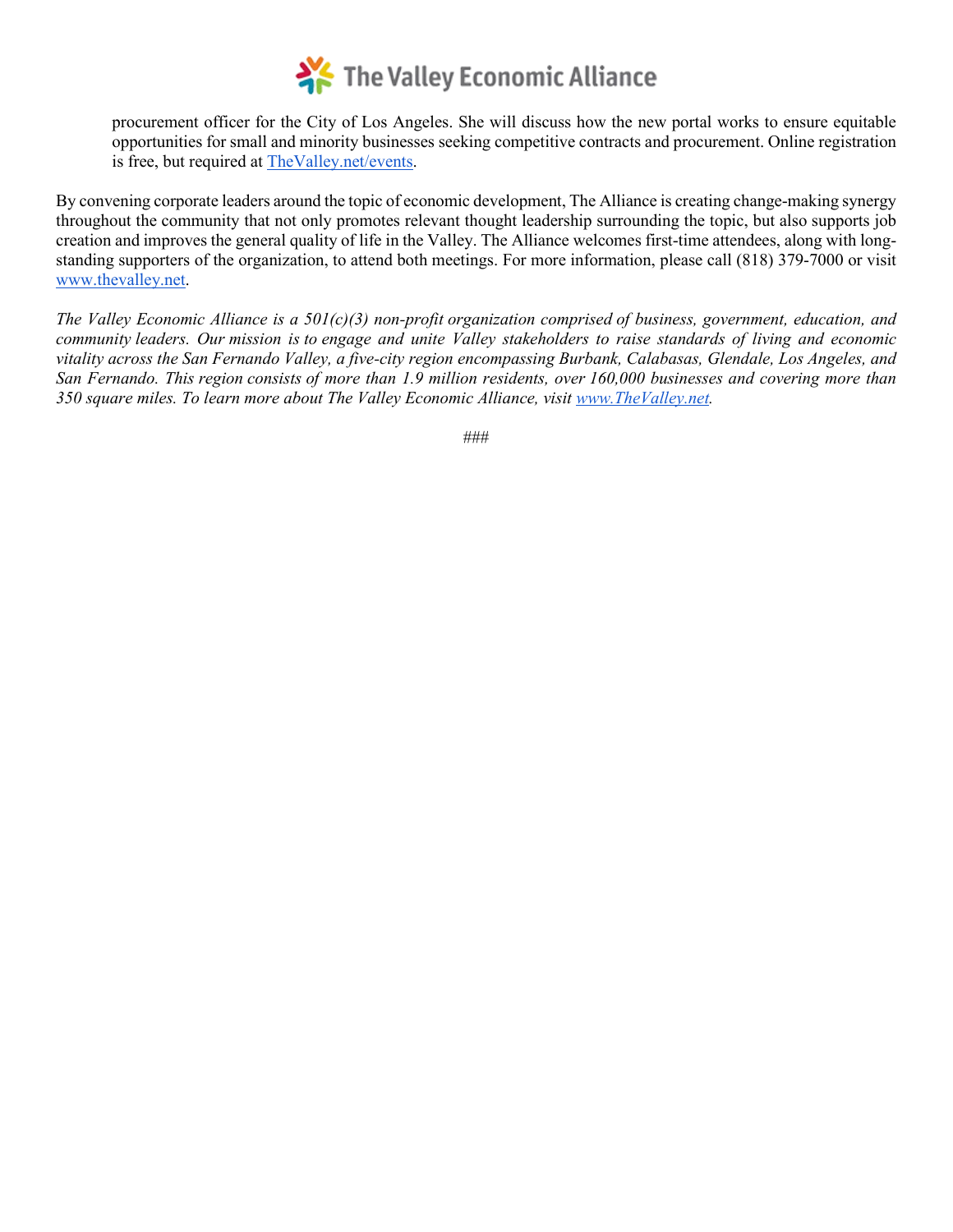procurement officer for the City of Los Angeles. She will discuss how the new portal works to ensure equitable opportunities for small and minority businesses seeking competitive contracts and procurement. Online registration is free, but required at [TheValley.net/events](TheValley.net/events).

By convening corporate leaders around the topic of economic development, The Alliance is creating change-making synergy throughout the community that not only promotes relevant thought leadership surrounding the topic, but also supports job creation and improves the general quality of life in the Valley. The Alliance welcomes first-time attendees, along with long-standing supporters of the organization, to attend both meetings. For more information, please call (818) 379-7000 or visit [www.thevalley.net](www.thevalley.net).

*The Valley Economic Alliance is a 501(c)(3) non-profit organization comprised of business, government, education, and community leaders. Our mission is to engage and unite Valley stakeholders to raise standards of living and economic vitality across the San Fernando Valley, a five-city region encompassing Burbank, Calabasas, Glendale, Los Angeles, and San Fernando. This region consists of more than 1.9 million residents, over 160,000 businesses and covering more than 350 square miles. To learn more about The Valley Economic Alliance, visit [www.TheValley.net](www.TheValley.net).*

###